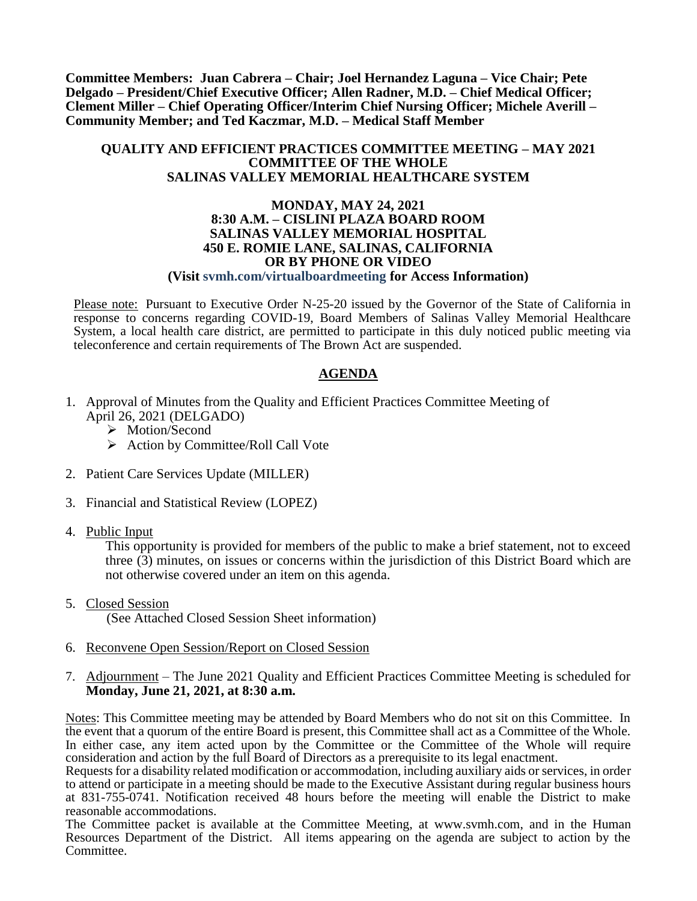**Committee Members: Juan Cabrera – Chair; Joel Hernandez Laguna – Vice Chair; Pete Delgado – President/Chief Executive Officer; Allen Radner, M.D. – Chief Medical Officer; Clement Miller – Chief Operating Officer/Interim Chief Nursing Officer; Michele Averill – Community Member; and Ted Kaczmar, M.D. – Medical Staff Member**

**QUALITY AND EFFICIENT PRACTICES COMMITTEE MEETING – MAY 2021**
**COMMITTEE OF THE WHOLE**
**SALINAS VALLEY MEMORIAL HEALTHCARE SYSTEM**

**MONDAY, MAY 24, 2021**
**8:30 A.M. – CISLINI PLAZA BOARD ROOM**
**SALINAS VALLEY MEMORIAL HOSPITAL**
**450 E. ROMIE LANE, SALINAS, CALIFORNIA**
**OR BY PHONE OR VIDEO**
**(Visit svmh.com/virtualboardmeeting for Access Information)**

Please note: Pursuant to Executive Order N-25-20 issued by the Governor of the State of California in response to concerns regarding COVID-19, Board Members of Salinas Valley Memorial Healthcare System, a local health care district, are permitted to participate in this duly noticed public meeting via teleconference and certain requirements of The Brown Act are suspended.

## AGENDA

1. Approval of Minutes from the Quality and Efficient Practices Committee Meeting of April 26, 2021 (DELGADO)
   - Motion/Second
   - Action by Committee/Roll Call Vote

2. Patient Care Services Update (MILLER)

3. Financial and Statistical Review (LOPEZ)

4. Public Input

   This opportunity is provided for members of the public to make a brief statement, not to exceed three (3) minutes, on issues or concerns within the jurisdiction of this District Board which are not otherwise covered under an item on this agenda.

5. Closed Session

   (See Attached Closed Session Sheet information)

6. Reconvene Open Session/Report on Closed Session

7. Adjournment – The June 2021 Quality and Efficient Practices Committee Meeting is scheduled for **Monday, June 21, 2021, at 8:30 a.m.**

Notes: This Committee meeting may be attended by Board Members who do not sit on this Committee. In the event that a quorum of the entire Board is present, this Committee shall act as a Committee of the Whole. In either case, any item acted upon by the Committee or the Committee of the Whole will require consideration and action by the full Board of Directors as a prerequisite to its legal enactment.

Requests for a disability related modification or accommodation, including auxiliary aids or services, in order to attend or participate in a meeting should be made to the Executive Assistant during regular business hours at 831-755-0741. Notification received 48 hours before the meeting will enable the District to make reasonable accommodations.

The Committee packet is available at the Committee Meeting, at www.svmh.com, and in the Human Resources Department of the District. All items appearing on the agenda are subject to action by the Committee.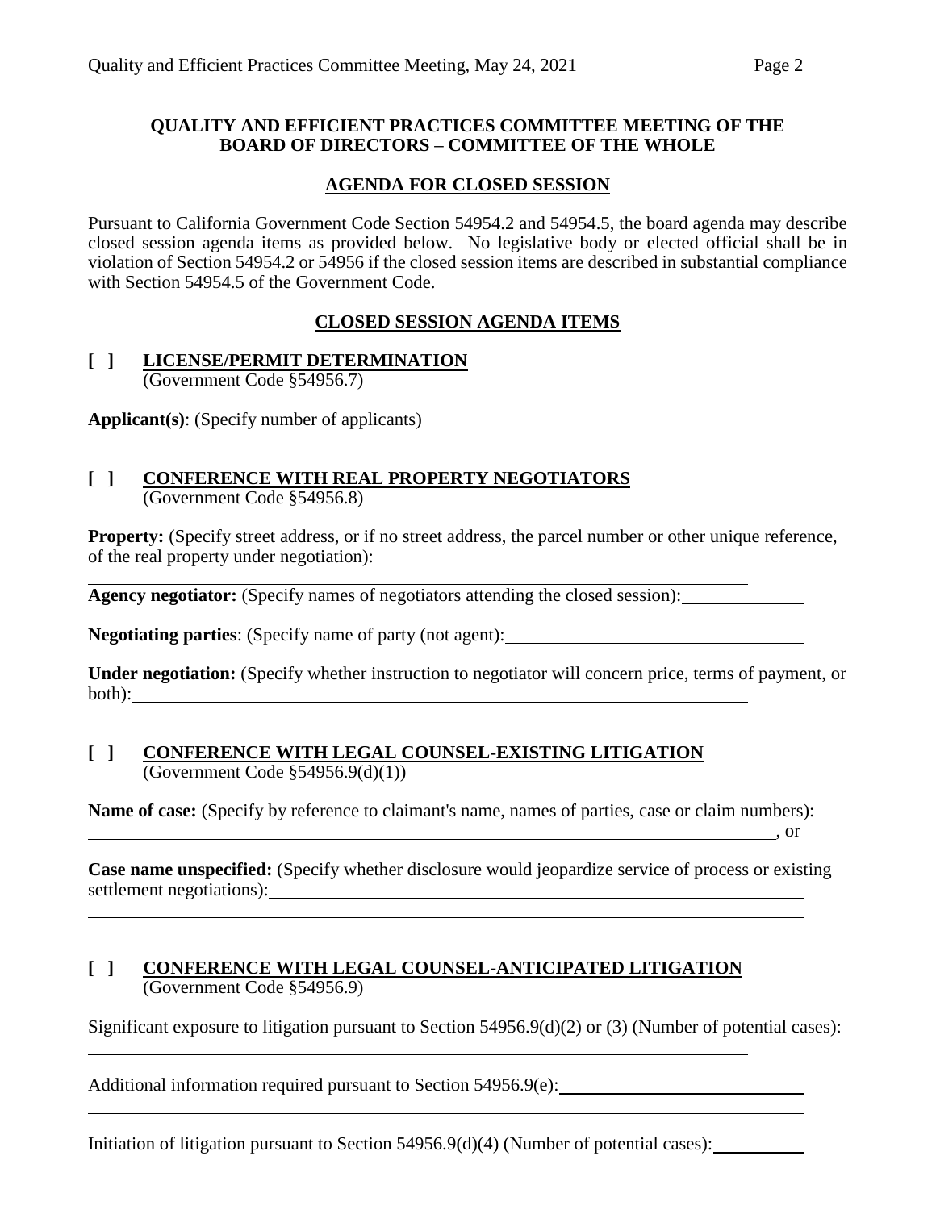**QUALITY AND EFFICIENT PRACTICES COMMITTEE MEETING OF THE BOARD OF DIRECTORS – COMMITTEE OF THE WHOLE**

**AGENDA FOR CLOSED SESSION**

Pursuant to California Government Code Section 54954.2 and 54954.5, the board agenda may describe closed session agenda items as provided below. No legislative body or elected official shall be in violation of Section 54954.2 or 54956 if the closed session items are described in substantial compliance with Section 54954.5 of the Government Code.

**CLOSED SESSION AGENDA ITEMS**

**[ ] LICENSE/PERMIT DETERMINATION**
(Government Code §54956.7)

**Applicant(s)**: (Specify number of applicants)\_\_\_\_\_\_\_\_\_\_\_\_\_\_\_\_\_\_\_\_\_\_\_\_\_\_\_\_\_\_

**[ ] CONFERENCE WITH REAL PROPERTY NEGOTIATORS**
(Government Code §54956.8)

**Property:** (Specify street address, or if no street address, the parcel number or other unique reference, of the real property under negotiation): \_\_\_\_\_\_\_\_\_\_\_\_\_\_\_\_\_\_\_\_\_\_\_\_\_\_\_\_\_\_

\_\_\_\_\_\_\_\_\_\_\_\_\_\_\_\_\_\_\_\_\_\_\_\_\_\_\_\_\_\_\_\_\_\_\_\_\_\_\_\_\_\_\_\_\_\_\_\_\_\_\_\_

**Agency negotiator:** (Specify names of negotiators attending the closed session):\_\_\_\_\_\_\_\_\_\_

\_\_\_\_\_\_\_\_\_\_\_\_\_\_\_\_\_\_\_\_\_\_\_\_\_\_\_\_\_\_\_\_\_\_\_\_\_\_\_\_\_\_\_\_\_\_\_\_\_\_\_\_

**Negotiating parties**: (Specify name of party (not agent):\_\_\_\_\_\_\_\_\_\_\_\_\_\_\_\_\_\_\_\_\_\_\_\_\_\_

**Under negotiation:** (Specify whether instruction to negotiator will concern price, terms of payment, or both):\_\_\_\_\_\_\_\_\_\_\_\_\_\_\_\_\_\_\_\_\_\_\_\_\_\_\_\_\_\_\_\_\_\_\_\_\_\_\_\_\_\_\_\_\_\_\_\_

**[ ] CONFERENCE WITH LEGAL COUNSEL-EXISTING LITIGATION**
(Government Code §54956.9(d)(1))

**Name of case:** (Specify by reference to claimant's name, names of parties, case or claim numbers):
\_\_\_\_\_\_\_\_\_\_\_\_\_\_\_\_\_\_\_\_\_\_\_\_\_\_\_\_\_\_\_\_\_\_\_\_\_\_\_\_\_\_\_\_\_\_\_\_\_\_\_\_, or

**Case name unspecified:** (Specify whether disclosure would jeopardize service of process or existing settlement negotiations):\_\_\_\_\_\_\_\_\_\_\_\_\_\_\_\_\_\_\_\_\_\_\_\_\_\_\_\_\_\_\_\_\_\_\_\_\_\_\_\_

\_\_\_\_\_\_\_\_\_\_\_\_\_\_\_\_\_\_\_\_\_\_\_\_\_\_\_\_\_\_\_\_\_\_\_\_\_\_\_\_\_\_\_\_\_\_\_\_\_\_\_\_

**[ ] CONFERENCE WITH LEGAL COUNSEL-ANTICIPATED LITIGATION**
(Government Code §54956.9)

Significant exposure to litigation pursuant to Section 54956.9(d)(2) or (3) (Number of potential cases):
\_\_\_\_\_\_\_\_\_\_\_\_\_\_\_\_\_\_\_\_\_\_\_\_\_\_\_\_\_\_\_\_\_\_\_\_\_\_\_\_\_\_\_\_\_\_\_\_\_\_\_\_

Additional information required pursuant to Section 54956.9(e):\_\_\_\_\_\_\_\_\_\_\_\_\_\_\_\_\_\_\_\_

\_\_\_\_\_\_\_\_\_\_\_\_\_\_\_\_\_\_\_\_\_\_\_\_\_\_\_\_\_\_\_\_\_\_\_\_\_\_\_\_\_\_\_\_\_\_\_\_\_\_\_\_

Initiation of litigation pursuant to Section 54956.9(d)(4) (Number of potential cases):\_\_\_\_\_\_\_\_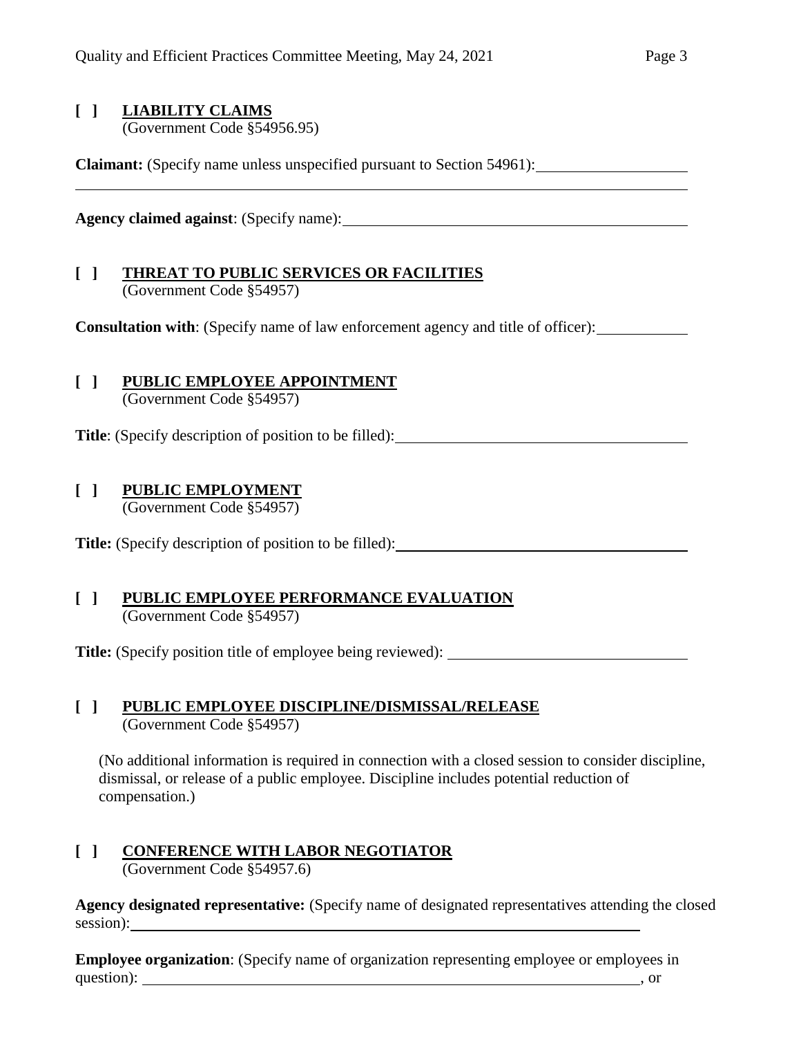**[ ] LIABILITY CLAIMS**
(Government Code §54956.95)

**Claimant:** (Specify name unless unspecified pursuant to Section 54961): ____________________

______________________________________________________________________________

**Agency claimed against**: (Specify name): ______________________________________________

**[ ] THREAT TO PUBLIC SERVICES OR FACILITIES**
(Government Code §54957)

**Consultation with**: (Specify name of law enforcement agency and title of officer): ____________

**[ ] PUBLIC EMPLOYEE APPOINTMENT**
(Government Code §54957)

**Title**: (Specify description of position to be filled): ______________________________________

**[ ] PUBLIC EMPLOYMENT**
(Government Code §54957)

**Title:** (Specify description of position to be filled): ______________________________________

**[ ] PUBLIC EMPLOYEE PERFORMANCE EVALUATION**
(Government Code §54957)

**Title:** (Specify position title of employee being reviewed): ________________________________

**[ ] PUBLIC EMPLOYEE DISCIPLINE/DISMISSAL/RELEASE**
(Government Code §54957)

(No additional information is required in connection with a closed session to consider discipline, dismissal, or release of a public employee. Discipline includes potential reduction of compensation.)

**[ ] CONFERENCE WITH LABOR NEGOTIATOR**
(Government Code §54957.6)

**Agency designated representative:** (Specify name of designated representatives attending the closed session): ______________________________________________________________________

**Employee organization**: (Specify name of organization representing employee or employees in question): ______________________________________________________________________, or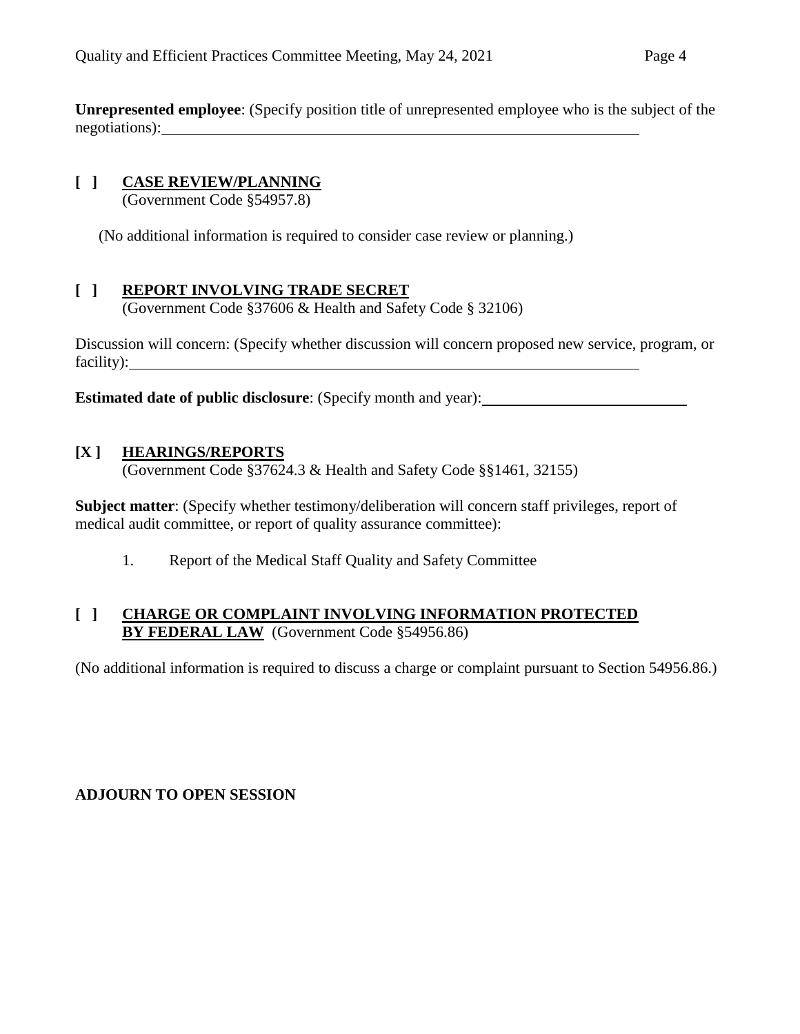**Unrepresented employee**: (Specify position title of unrepresented employee who is the subject of the negotiations): ______________________________________________________________

**[ ] CASE REVIEW/PLANNING**
(Government Code §54957.8)

(No additional information is required to consider case review or planning.)

**[ ] REPORT INVOLVING TRADE SECRET**
(Government Code §37606 & Health and Safety Code § 32106)

Discussion will concern: (Specify whether discussion will concern proposed new service, program, or facility): ______________________________________________________________

**Estimated date of public disclosure**: (Specify month and year): ________________________

**[X ] HEARINGS/REPORTS**
(Government Code §37624.3 & Health and Safety Code §§1461, 32155)

**Subject matter**: (Specify whether testimony/deliberation will concern staff privileges, report of medical audit committee, or report of quality assurance committee):

1. Report of the Medical Staff Quality and Safety Committee

**[ ] CHARGE OR COMPLAINT INVOLVING INFORMATION PROTECTED BY FEDERAL LAW** (Government Code §54956.86)

(No additional information is required to discuss a charge or complaint pursuant to Section 54956.86.)

**ADJOURN TO OPEN SESSION**